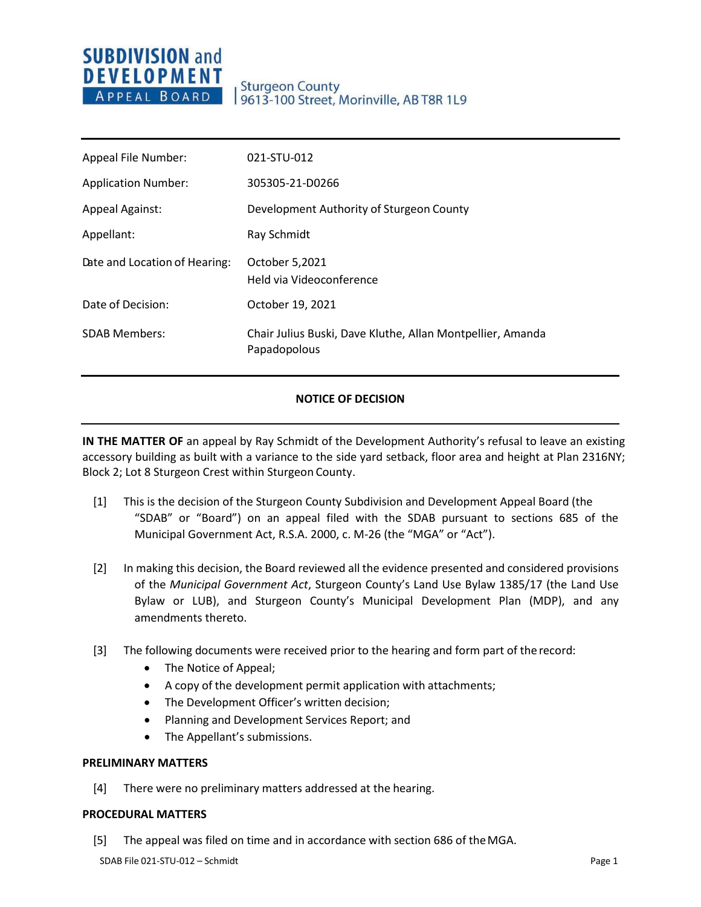**SUBDIVISION and DEVELOPMENT APPEAL BOARD**

Sturgeon County
9613-100 Street, Morinville, AB T8R 1L9

| | |
|---|---|
| Appeal File Number: | 021-STU-012 |
| Application Number: | 305305-21-D0266 |
| Appeal Against: | Development Authority of Sturgeon County |
| Appellant: | Ray Schmidt |
| Date and Location of Hearing: | October 5,2021<br>Held via Videoconference |
| Date of Decision: | October 19, 2021 |
| SDAB Members: | Chair Julius Buski, Dave Kluthe, Allan Montpellier, Amanda Papadopolous |

## NOTICE OF DECISION

**IN THE MATTER OF** an appeal by Ray Schmidt of the Development Authority's refusal to leave an existing accessory building as built with a variance to the side yard setback, floor area and height at Plan 2316NY; Block 2; Lot 8 Sturgeon Crest within Sturgeon County.

[1] This is the decision of the Sturgeon County Subdivision and Development Appeal Board (the "SDAB" or "Board") on an appeal filed with the SDAB pursuant to sections 685 of the Municipal Government Act, R.S.A. 2000, c. M-26 (the "MGA" or "Act").

[2] In making this decision, the Board reviewed all the evidence presented and considered provisions of the *Municipal Government Act*, Sturgeon County's Land Use Bylaw 1385/17 (the Land Use Bylaw or LUB), and Sturgeon County's Municipal Development Plan (MDP), and any amendments thereto.

[3] The following documents were received prior to the hearing and form part of the record:

- The Notice of Appeal;
- A copy of the development permit application with attachments;
- The Development Officer's written decision;
- Planning and Development Services Report; and
- The Appellant's submissions.

**PRELIMINARY MATTERS**

[4] There were no preliminary matters addressed at the hearing.

**PROCEDURAL MATTERS**

[5] The appeal was filed on time and in accordance with section 686 of the MGA.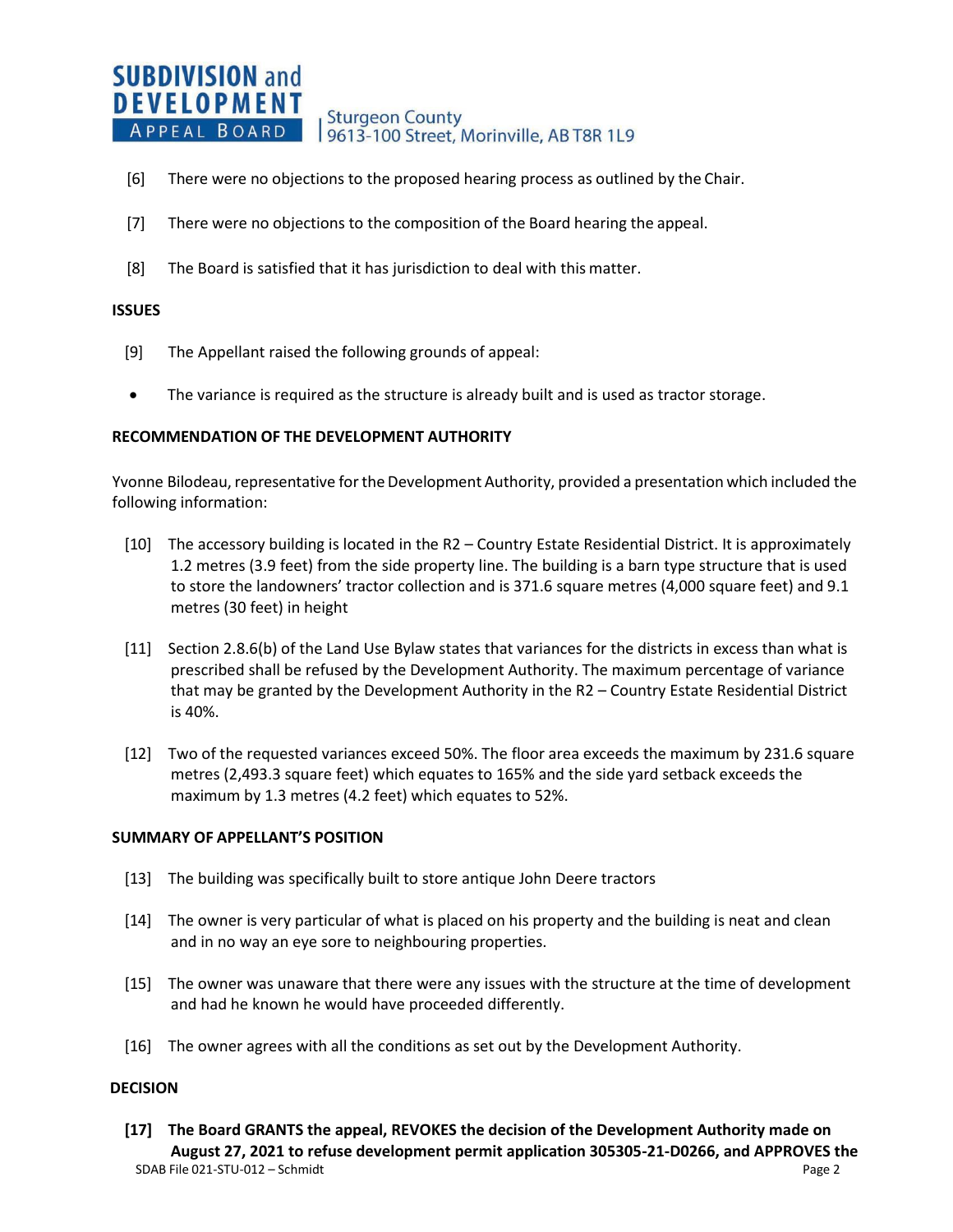[6] There were no objections to the proposed hearing process as outlined by the Chair.

[7] There were no objections to the composition of the Board hearing the appeal.

[8] The Board is satisfied that it has jurisdiction to deal with this matter.

## ISSUES

[9] The Appellant raised the following grounds of appeal:

- The variance is required as the structure is already built and is used as tractor storage.

## RECOMMENDATION OF THE DEVELOPMENT AUTHORITY

Yvonne Bilodeau, representative for the Development Authority, provided a presentation which included the following information:

[10] The accessory building is located in the R2 – Country Estate Residential District. It is approximately 1.2 metres (3.9 feet) from the side property line. The building is a barn type structure that is used to store the landowners' tractor collection and is 371.6 square metres (4,000 square feet) and 9.1 metres (30 feet) in height

[11] Section 2.8.6(b) of the Land Use Bylaw states that variances for the districts in excess than what is prescribed shall be refused by the Development Authority. The maximum percentage of variance that may be granted by the Development Authority in the R2 – Country Estate Residential District is 40%.

[12] Two of the requested variances exceed 50%. The floor area exceeds the maximum by 231.6 square metres (2,493.3 square feet) which equates to 165% and the side yard setback exceeds the maximum by 1.3 metres (4.2 feet) which equates to 52%.

## SUMMARY OF APPELLANT'S POSITION

[13] The building was specifically built to store antique John Deere tractors

[14] The owner is very particular of what is placed on his property and the building is neat and clean and in no way an eye sore to neighbouring properties.

[15] The owner was unaware that there were any issues with the structure at the time of development and had he known he would have proceeded differently.

[16] The owner agrees with all the conditions as set out by the Development Authority.

## DECISION

**[17] The Board GRANTS the appeal, REVOKES the decision of the Development Authority made on August 27, 2021 to refuse development permit application 305305-21-D0266, and APPROVES the**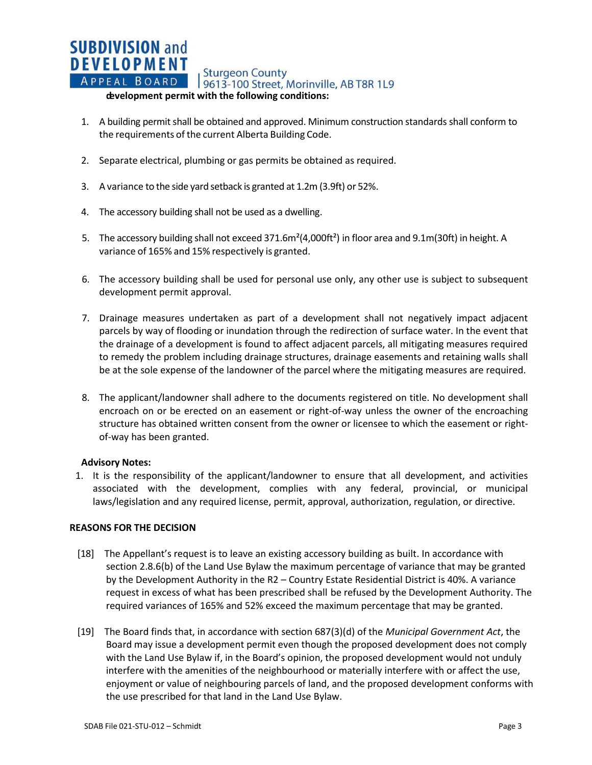development permit with the following conditions:**

1. A building permit shall be obtained and approved. Minimum construction standards shall conform to the requirements of the current Alberta Building Code.

2. Separate electrical, plumbing or gas permits be obtained as required.

3. A variance to the side yard setback is granted at 1.2m (3.9ft) or 52%.

4. The accessory building shall not be used as a dwelling.

5. The accessory building shall not exceed 371.6m$^2$(4,000ft$^2$) in floor area and 9.1m(30ft) in height. A variance of 165% and 15% respectively is granted.

6. The accessory building shall be used for personal use only, any other use is subject to subsequent development permit approval.

7. Drainage measures undertaken as part of a development shall not negatively impact adjacent parcels by way of flooding or inundation through the redirection of surface water. In the event that the drainage of a development is found to affect adjacent parcels, all mitigating measures required to remedy the problem including drainage structures, drainage easements and retaining walls shall be at the sole expense of the landowner of the parcel where the mitigating measures are required.

8. The applicant/landowner shall adhere to the documents registered on title. No development shall encroach on or be erected on an easement or right-of-way unless the owner of the encroaching structure has obtained written consent from the owner or licensee to which the easement or right-of-way has been granted.

**Advisory Notes:**

1. It is the responsibility of the applicant/landowner to ensure that all development, and activities associated with the development, complies with any federal, provincial, or municipal laws/legislation and any required license, permit, approval, authorization, regulation, or directive.

**REASONS FOR THE DECISION**

[18] The Appellant's request is to leave an existing accessory building as built. In accordance with section 2.8.6(b) of the Land Use Bylaw the maximum percentage of variance that may be granted by the Development Authority in the R2 – Country Estate Residential District is 40%. A variance request in excess of what has been prescribed shall be refused by the Development Authority. The required variances of 165% and 52% exceed the maximum percentage that may be granted.

[19] The Board finds that, in accordance with section 687(3)(d) of the *Municipal Government Act*, the Board may issue a development permit even though the proposed development does not comply with the Land Use Bylaw if, in the Board's opinion, the proposed development would not unduly interfere with the amenities of the neighbourhood or materially interfere with or affect the use, enjoyment or value of neighbouring parcels of land, and the proposed development conforms with the use prescribed for that land in the Land Use Bylaw.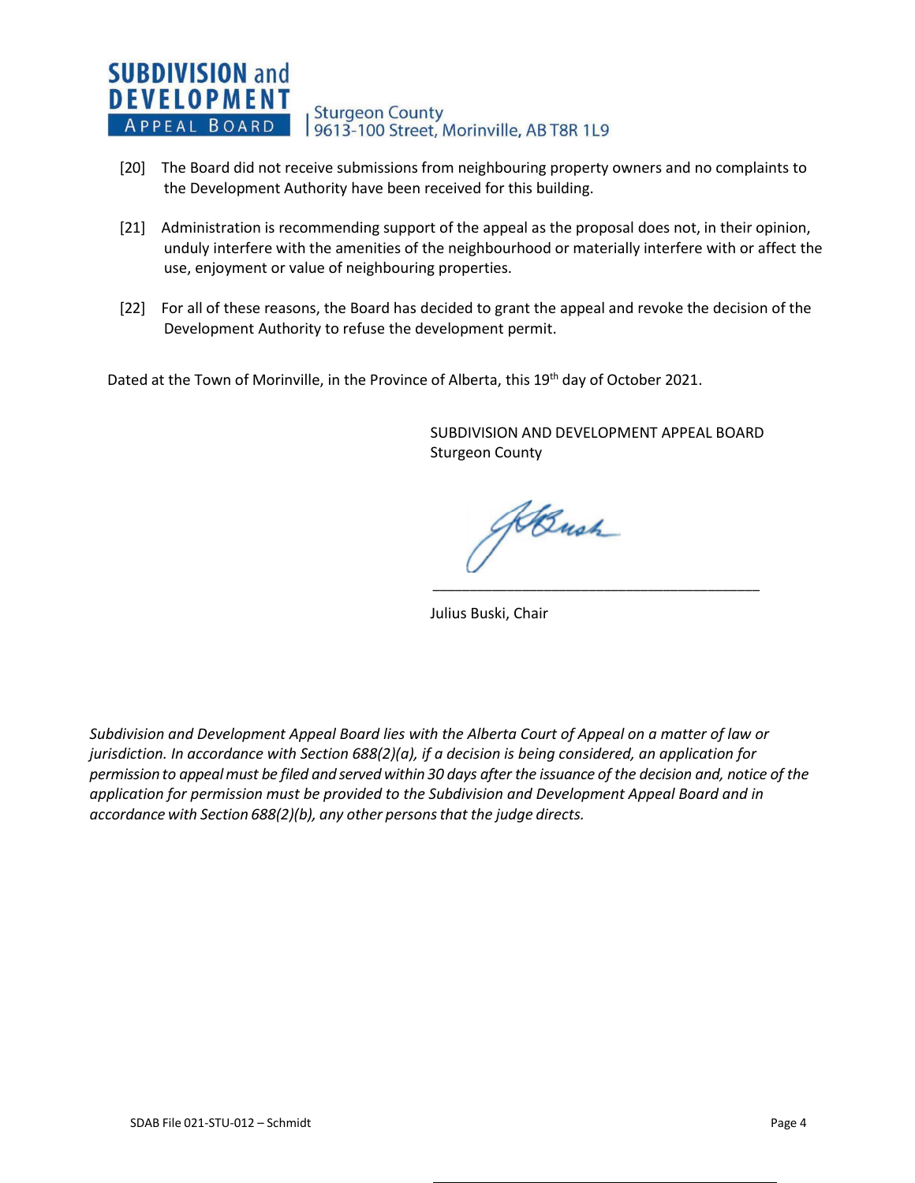[20] The Board did not receive submissions from neighbouring property owners and no complaints to the Development Authority have been received for this building.

[21] Administration is recommending support of the appeal as the proposal does not, in their opinion, unduly interfere with the amenities of the neighbourhood or materially interfere with or affect the use, enjoyment or value of neighbouring properties.

[22] For all of these reasons, the Board has decided to grant the appeal and revoke the decision of the Development Authority to refuse the development permit.

Dated at the Town of Morinville, in the Province of Alberta, this 19th day of October 2021.

SUBDIVISION AND DEVELOPMENT APPEAL BOARD
Sturgeon County

Julius Buski, Chair

*Subdivision and Development Appeal Board lies with the Alberta Court of Appeal on a matter of law or jurisdiction. In accordance with Section 688(2)(a), if a decision is being considered, an application for permission to appeal must be filed and served within 30 days after the issuance of the decision and, notice of the application for permission must be provided to the Subdivision and Development Appeal Board and in accordance with Section 688(2)(b), any other persons that the judge directs.*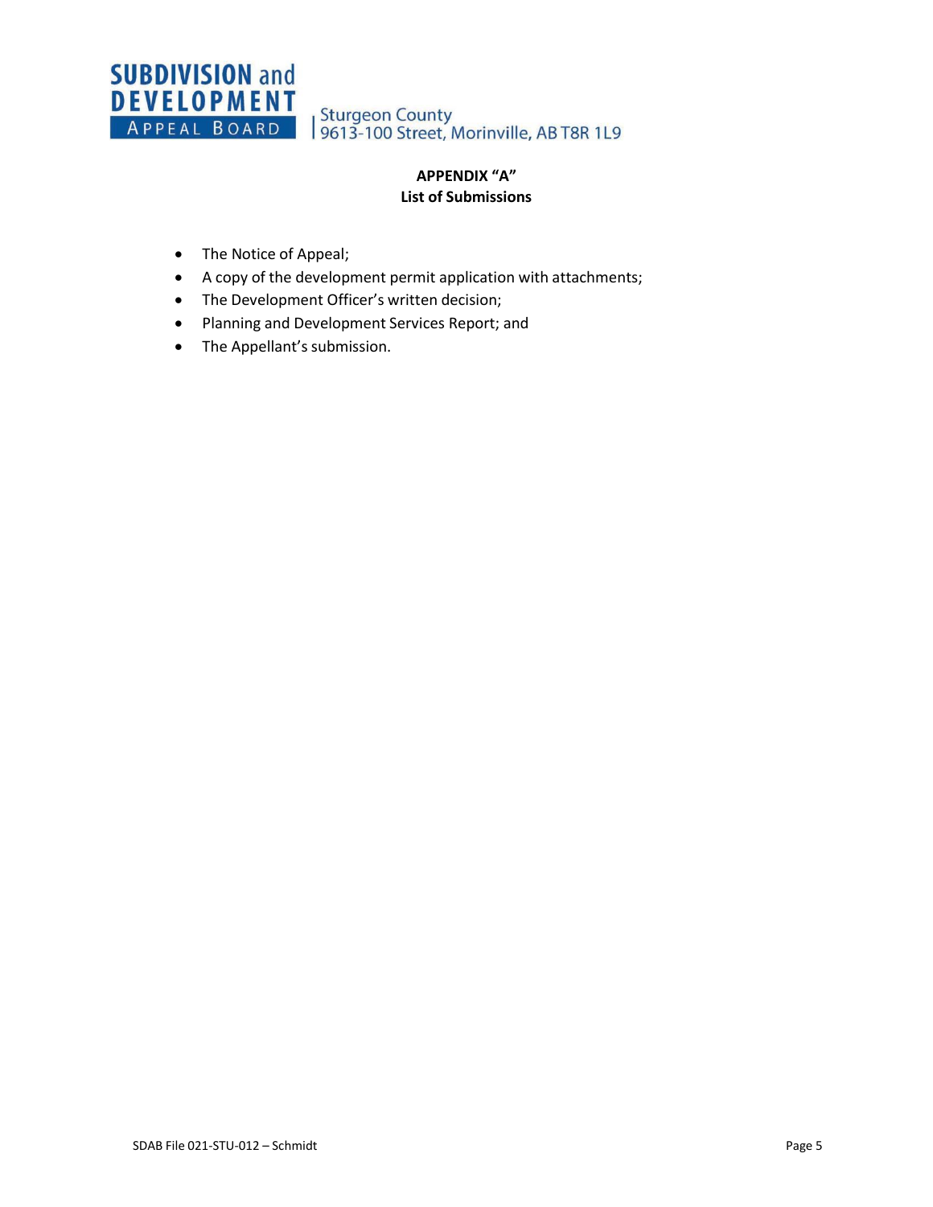**APPENDIX "A"**
**List of Submissions**

- The Notice of Appeal;
- A copy of the development permit application with attachments;
- The Development Officer's written decision;
- Planning and Development Services Report; and
- The Appellant's submission.